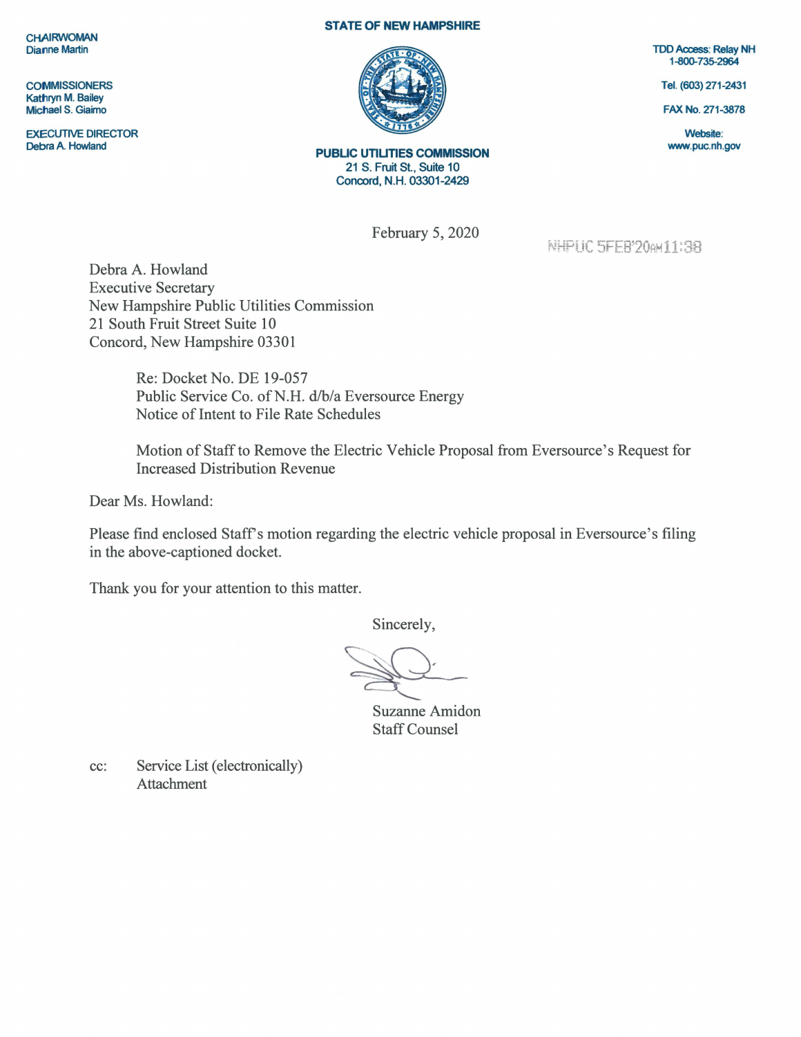CHAIRWOMAN
Dianne Martin

COMMISSIONERS
Kathryn M. Bailey
Michael S. Giaimo

EXECUTIVE DIRECTOR
Debra A. Howland

**STATE OF NEW HAMPSHIRE**

**PUBLIC UTILITIES COMMISSION**
21 S. Fruit St., Suite 10
Concord, N.H. 03301-2429

TDD Access: Relay NH
1-800-735-2964

Tel. (603) 271-2431

FAX No. 271-3878

Website:
www.puc.nh.gov

February 5, 2020

NHPUC 5FEB'20AM11:38

Debra A. Howland
Executive Secretary
New Hampshire Public Utilities Commission
21 South Fruit Street Suite 10
Concord, New Hampshire 03301

Re: Docket No. DE 19-057
Public Service Co. of N.H. d/b/a Eversource Energy
Notice of Intent to File Rate Schedules

Motion of Staff to Remove the Electric Vehicle Proposal from Eversource's Request for Increased Distribution Revenue

Dear Ms. Howland:

Please find enclosed Staff's motion regarding the electric vehicle proposal in Eversource's filing in the above-captioned docket.

Thank you for your attention to this matter.

Sincerely,

Suzanne Amidon
Staff Counsel

cc: Service List (electronically)
Attachment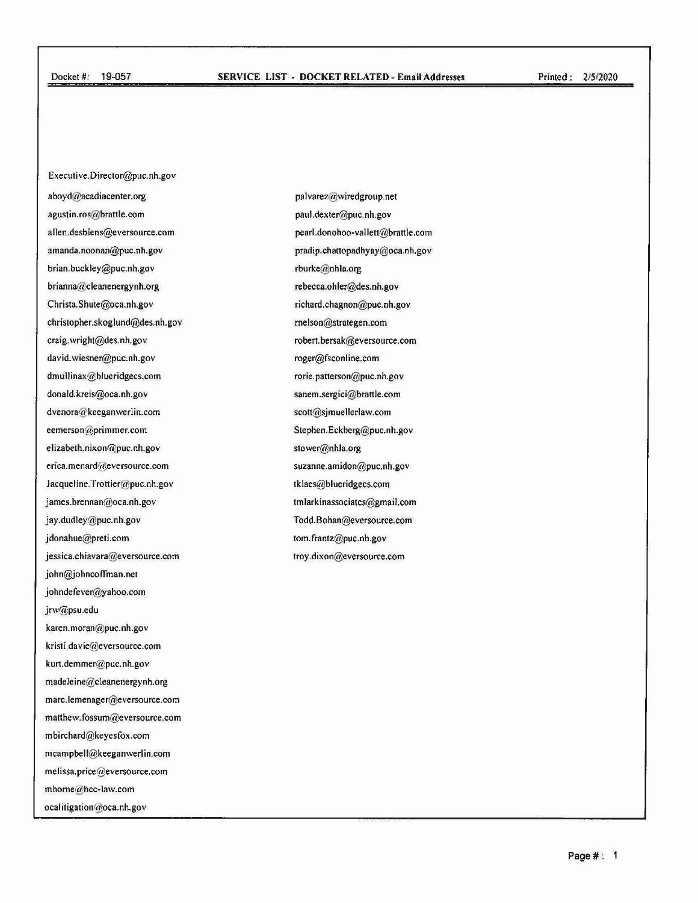Docket #: 19-057 **SERVICE LIST - DOCKET RELATED - Email Addresses** Printed : 2/5/2020

Executive.Director@puc.nh.gov

aboyd@acadiacenter.org
agustin.ros@brattle.com
allen.desbiens@eversource.com
amanda.noonan@puc.nh.gov
brian.buckley@puc.nh.gov
brianna@cleanenergynh.org
Christa.Shute@oca.nh.gov
christopher.skoglund@des.nh.gov
craig.wright@des.nh.gov
david.wiesner@puc.nh.gov
dmullinax@blueridgecs.com
donald.kreis@oca.nh.gov
dvenora@keeganwerlin.com
eemerson@primmer.com
elizabeth.nixon@puc.nh.gov
erica.menard@eversource.com
Jacqueline.Trottier@puc.nh.gov
james.brennan@oca.nh.gov
jay.dudley@puc.nh.gov
jdonahue@preti.com
jessica.chiavara@eversource.com
john@johncoffman.net
johndefever@yahoo.com
jrw@psu.edu
karen.moran@puc.nh.gov
kristi.davie@eversource.com
kurt.demmer@puc.nh.gov
madeleine@cleanenergynh.org
marc.lemenager@eversource.com
matthew.fossum@eversource.com
mbirchard@keyesfox.com
mcampbell@keeganwerlin.com
melissa.price@eversource.com
mhorne@hcc-law.com
ocalitigation@oca.nh.gov
palvarez@wiredgroup.net
paul.dexter@puc.nh.gov
pearl.donohoo-vallett@brattle.com
pradip.chattopadhyay@oca.nh.gov
rburke@nhla.org
rebecca.ohler@des.nh.gov
richard.chagnon@puc.nh.gov
rnelson@strategen.com
robert.bersak@eversource.com
roger@fsconline.com
rorie.patterson@puc.nh.gov
sanem.sergici@brattle.com
scott@sjmuellerlaw.com
Stephen.Eckberg@puc.nh.gov
stower@nhla.org
suzanne.amidon@puc.nh.gov
tklaes@blueridgecs.com
tmlarkinassociates@gmail.com
Todd.Bohan@eversource.com
tom.frantz@puc.nh.gov
troy.dixon@eversource.com